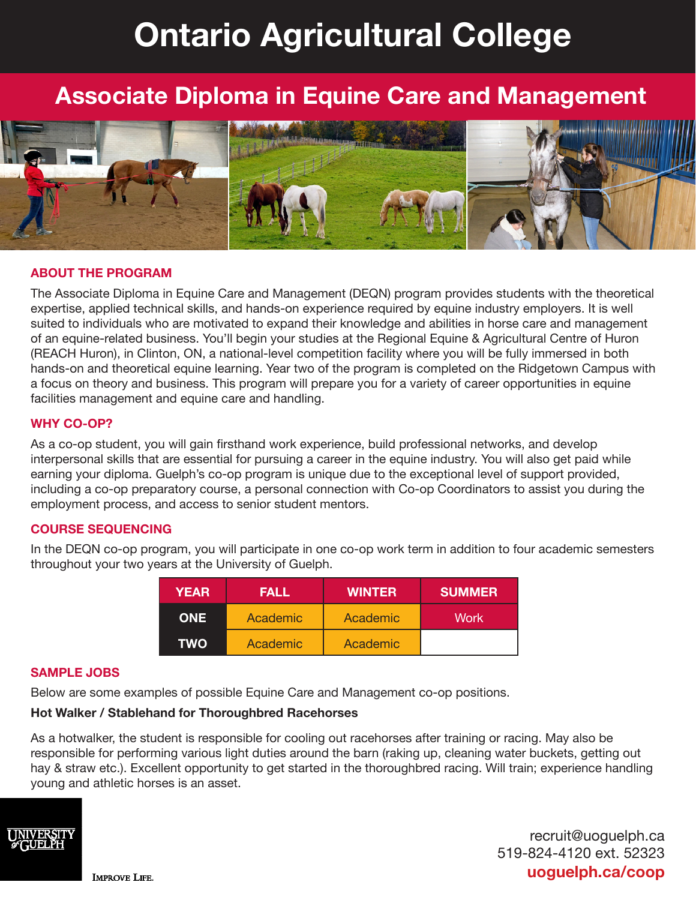# Ontario Agricultural College

## Associate Diploma in Equine Care and Management

### ABOUT THE PROGRAM

The Associate Diploma in Equine Care and Management (DEQN) program provides students with the theoretical expertise, applied technical skills, and hands-on experience required by equine industry employers. It is well suited to individuals who are motivated to expand their knowledge and abilities in horse care and management of an equine-related business. You'll begin your studies at the Regional Equine & Agricultural Centre of Huron (REACH Huron), in Clinton, ON, a national-level competition facility where you will be fully immersed in both hands-on and theoretical equine learning. Year two of the program is completed on the Ridgetown Campus with a focus on theory and business. This program will prepare you for a variety of career opportunities in equine facilities management and equine care and handling.

### WHY CO-OP?

As a co-op student, you will gain firsthand work experience, build professional networks, and develop interpersonal skills that are essential for pursuing a career in the equine industry. You will also get paid while earning your diploma. Guelph's co-op program is unique due to the exceptional level of support provided, including a co-op preparatory course, a personal connection with Co-op Coordinators to assist you during the employment process, and access to senior student mentors.

### COURSE SEQUENCING

In the DEQN co-op program, you will participate in one co-op work term in addition to four academic semesters throughout your two years at the University of Guelph.

| YEAR | FALL | WINTER | SUMMER |
|---|---|---|---|
| ONE | Academic | Academic | Work |
| TWO | Academic | Academic | |

### SAMPLE JOBS

Below are some examples of possible Equine Care and Management co-op positions.

**Hot Walker / Stablehand for Thoroughbred Racehorses**

As a hotwalker, the student is responsible for cooling out racehorses after training or racing. May also be responsible for performing various light duties around the barn (raking up, cleaning water buckets, getting out hay & straw etc.). Excellent opportunity to get started in the thoroughbred racing. Will train; experience handling young and athletic horses is an asset.

University of Guelph

Improve Life.

recruit@uoguelph.ca
519-824-4120 ext. 52323
**uoguelph.ca/coop**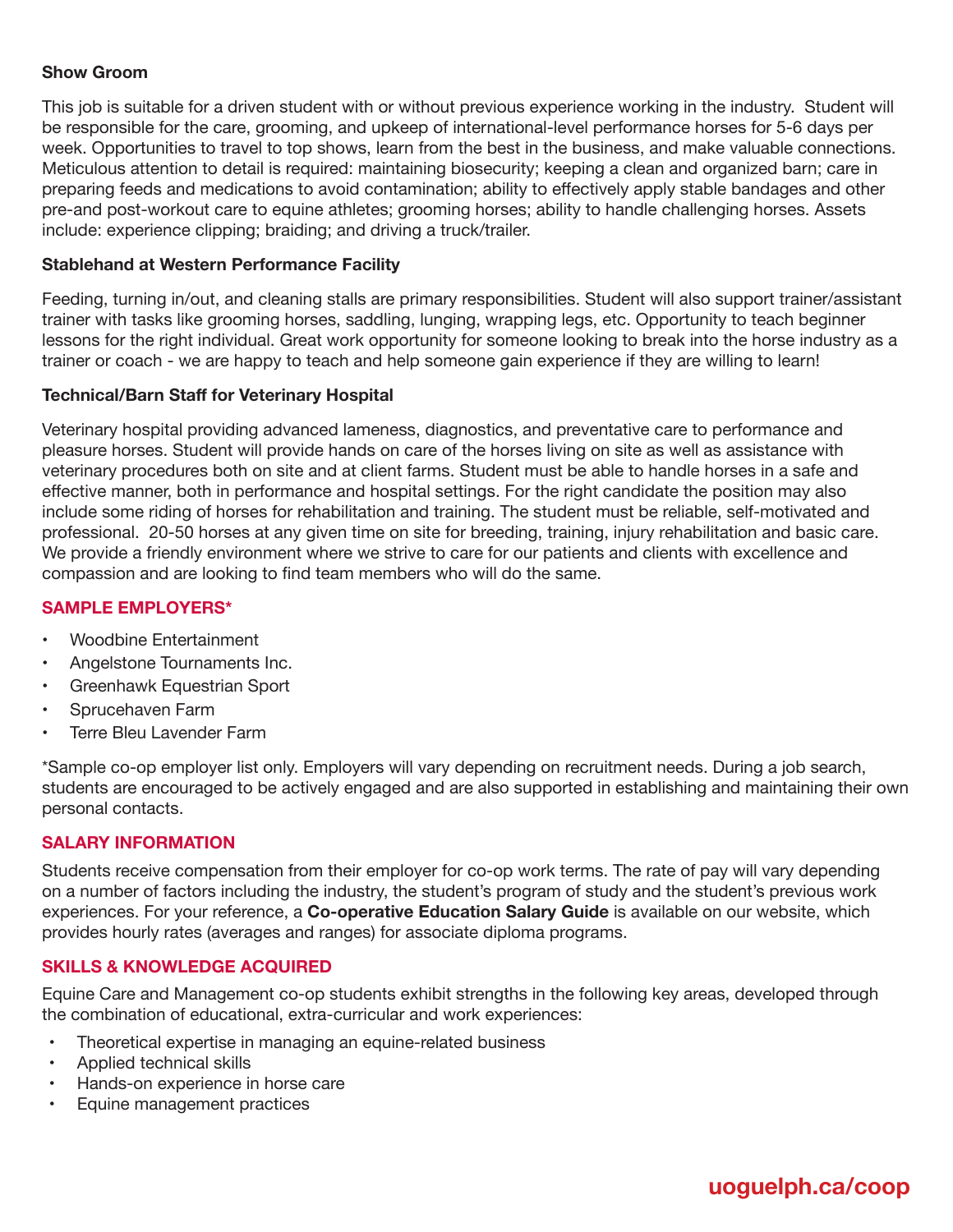### Show Groom

This job is suitable for a driven student with or without previous experience working in the industry. Student will be responsible for the care, grooming, and upkeep of international-level performance horses for 5-6 days per week. Opportunities to travel to top shows, learn from the best in the business, and make valuable connections. Meticulous attention to detail is required: maintaining biosecurity; keeping a clean and organized barn; care in preparing feeds and medications to avoid contamination; ability to effectively apply stable bandages and other pre-and post-workout care to equine athletes; grooming horses; ability to handle challenging horses. Assets include: experience clipping; braiding; and driving a truck/trailer.

### Stablehand at Western Performance Facility

Feeding, turning in/out, and cleaning stalls are primary responsibilities. Student will also support trainer/assistant trainer with tasks like grooming horses, saddling, lunging, wrapping legs, etc. Opportunity to teach beginner lessons for the right individual. Great work opportunity for someone looking to break into the horse industry as a trainer or coach - we are happy to teach and help someone gain experience if they are willing to learn!

### Technical/Barn Staff for Veterinary Hospital

Veterinary hospital providing advanced lameness, diagnostics, and preventative care to performance and pleasure horses. Student will provide hands on care of the horses living on site as well as assistance with veterinary procedures both on site and at client farms. Student must be able to handle horses in a safe and effective manner, both in performance and hospital settings. For the right candidate the position may also include some riding of horses for rehabilitation and training. The student must be reliable, self-motivated and professional. 20-50 horses at any given time on site for breeding, training, injury rehabilitation and basic care. We provide a friendly environment where we strive to care for our patients and clients with excellence and compassion and are looking to find team members who will do the same.

## SAMPLE EMPLOYERS*

- Woodbine Entertainment
- Angelstone Tournaments Inc.
- Greenhawk Equestrian Sport
- Sprucehaven Farm
- Terre Bleu Lavender Farm

*Sample co-op employer list only. Employers will vary depending on recruitment needs. During a job search, students are encouraged to be actively engaged and are also supported in establishing and maintaining their own personal contacts.

## SALARY INFORMATION

Students receive compensation from their employer for co-op work terms. The rate of pay will vary depending on a number of factors including the industry, the student's program of study and the student's previous work experiences. For your reference, a **Co-operative Education Salary Guide** is available on our website, which provides hourly rates (averages and ranges) for associate diploma programs.

## SKILLS & KNOWLEDGE ACQUIRED

Equine Care and Management co-op students exhibit strengths in the following key areas, developed through the combination of educational, extra-curricular and work experiences:

- Theoretical expertise in managing an equine-related business
- Applied technical skills
- Hands-on experience in horse care
- Equine management practices

**uoguelph.ca/coop**